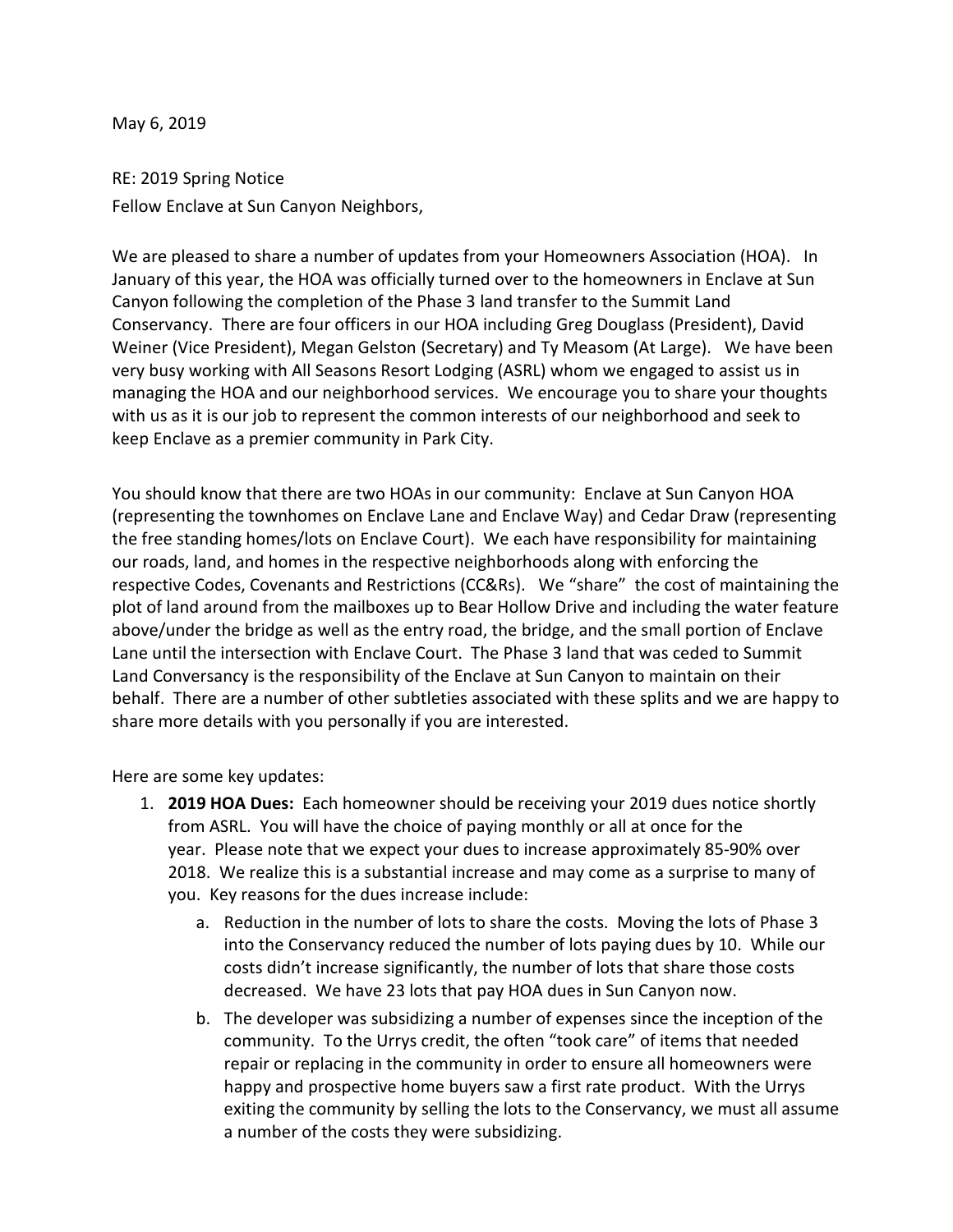May 6, 2019

RE: 2019 Spring Notice

Fellow Enclave at Sun Canyon Neighbors,

We are pleased to share a number of updates from your Homeowners Association (HOA). In January of this year, the HOA was officially turned over to the homeowners in Enclave at Sun Canyon following the completion of the Phase 3 land transfer to the Summit Land Conservancy. There are four officers in our HOA including Greg Douglass (President), David Weiner (Vice President), Megan Gelston (Secretary) and Ty Measom (At Large). We have been very busy working with All Seasons Resort Lodging (ASRL) whom we engaged to assist us in managing the HOA and our neighborhood services. We encourage you to share your thoughts with us as it is our job to represent the common interests of our neighborhood and seek to keep Enclave as a premier community in Park City.

You should know that there are two HOAs in our community: Enclave at Sun Canyon HOA (representing the townhomes on Enclave Lane and Enclave Way) and Cedar Draw (representing the free standing homes/lots on Enclave Court). We each have responsibility for maintaining our roads, land, and homes in the respective neighborhoods along with enforcing the respective Codes, Covenants and Restrictions (CC&Rs). We "share" the cost of maintaining the plot of land around from the mailboxes up to Bear Hollow Drive and including the water feature above/under the bridge as well as the entry road, the bridge, and the small portion of Enclave Lane until the intersection with Enclave Court. The Phase 3 land that was ceded to Summit Land Conversancy is the responsibility of the Enclave at Sun Canyon to maintain on their behalf. There are a number of other subtleties associated with these splits and we are happy to share more details with you personally if you are interested.

Here are some key updates:

1. **2019 HOA Dues:** Each homeowner should be receiving your 2019 dues notice shortly from ASRL. You will have the choice of paying monthly or all at once for the year. Please note that we expect your dues to increase approximately 85-90% over 2018. We realize this is a substantial increase and may come as a surprise to many of you. Key reasons for the dues increase include:
   a. Reduction in the number of lots to share the costs. Moving the lots of Phase 3 into the Conservancy reduced the number of lots paying dues by 10. While our costs didn't increase significantly, the number of lots that share those costs decreased. We have 23 lots that pay HOA dues in Sun Canyon now.
   b. The developer was subsidizing a number of expenses since the inception of the community. To the Urrys credit, the often "took care" of items that needed repair or replacing in the community in order to ensure all homeowners were happy and prospective home buyers saw a first rate product. With the Urrys exiting the community by selling the lots to the Conservancy, we must all assume a number of the costs they were subsidizing.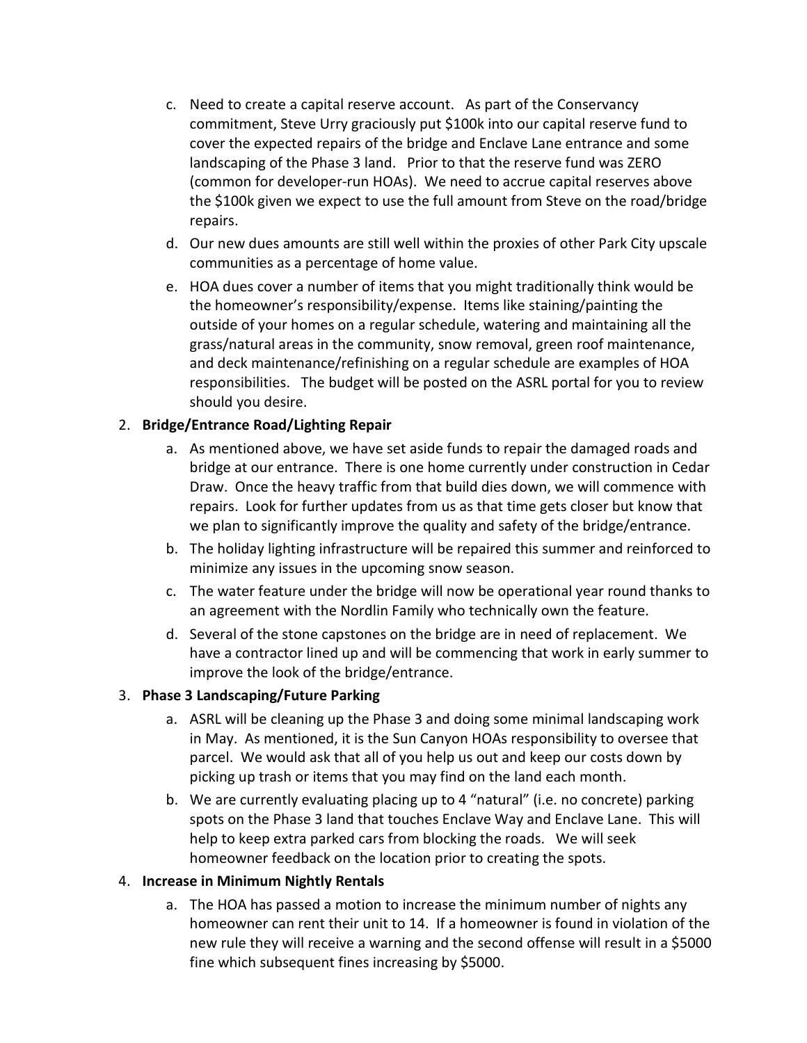c. Need to create a capital reserve account. As part of the Conservancy commitment, Steve Urry graciously put $100k into our capital reserve fund to cover the expected repairs of the bridge and Enclave Lane entrance and some landscaping of the Phase 3 land. Prior to that the reserve fund was ZERO (common for developer-run HOAs). We need to accrue capital reserves above the $100k given we expect to use the full amount from Steve on the road/bridge repairs.

d. Our new dues amounts are still well within the proxies of other Park City upscale communities as a percentage of home value.

e. HOA dues cover a number of items that you might traditionally think would be the homeowner's responsibility/expense. Items like staining/painting the outside of your homes on a regular schedule, watering and maintaining all the grass/natural areas in the community, snow removal, green roof maintenance, and deck maintenance/refinishing on a regular schedule are examples of HOA responsibilities. The budget will be posted on the ASRL portal for you to review should you desire.

2. **Bridge/Entrance Road/Lighting Repair**
   a. As mentioned above, we have set aside funds to repair the damaged roads and bridge at our entrance. There is one home currently under construction in Cedar Draw. Once the heavy traffic from that build dies down, we will commence with repairs. Look for further updates from us as that time gets closer but know that we plan to significantly improve the quality and safety of the bridge/entrance.
   b. The holiday lighting infrastructure will be repaired this summer and reinforced to minimize any issues in the upcoming snow season.
   c. The water feature under the bridge will now be operational year round thanks to an agreement with the Nordlin Family who technically own the feature.
   d. Several of the stone capstones on the bridge are in need of replacement. We have a contractor lined up and will be commencing that work in early summer to improve the look of the bridge/entrance.

3. **Phase 3 Landscaping/Future Parking**
   a. ASRL will be cleaning up the Phase 3 and doing some minimal landscaping work in May. As mentioned, it is the Sun Canyon HOAs responsibility to oversee that parcel. We would ask that all of you help us out and keep our costs down by picking up trash or items that you may find on the land each month.
   b. We are currently evaluating placing up to 4 "natural" (i.e. no concrete) parking spots on the Phase 3 land that touches Enclave Way and Enclave Lane. This will help to keep extra parked cars from blocking the roads. We will seek homeowner feedback on the location prior to creating the spots.

4. **Increase in Minimum Nightly Rentals**
   a. The HOA has passed a motion to increase the minimum number of nights any homeowner can rent their unit to 14. If a homeowner is found in violation of the new rule they will receive a warning and the second offense will result in a $5000 fine which subsequent fines increasing by $5000.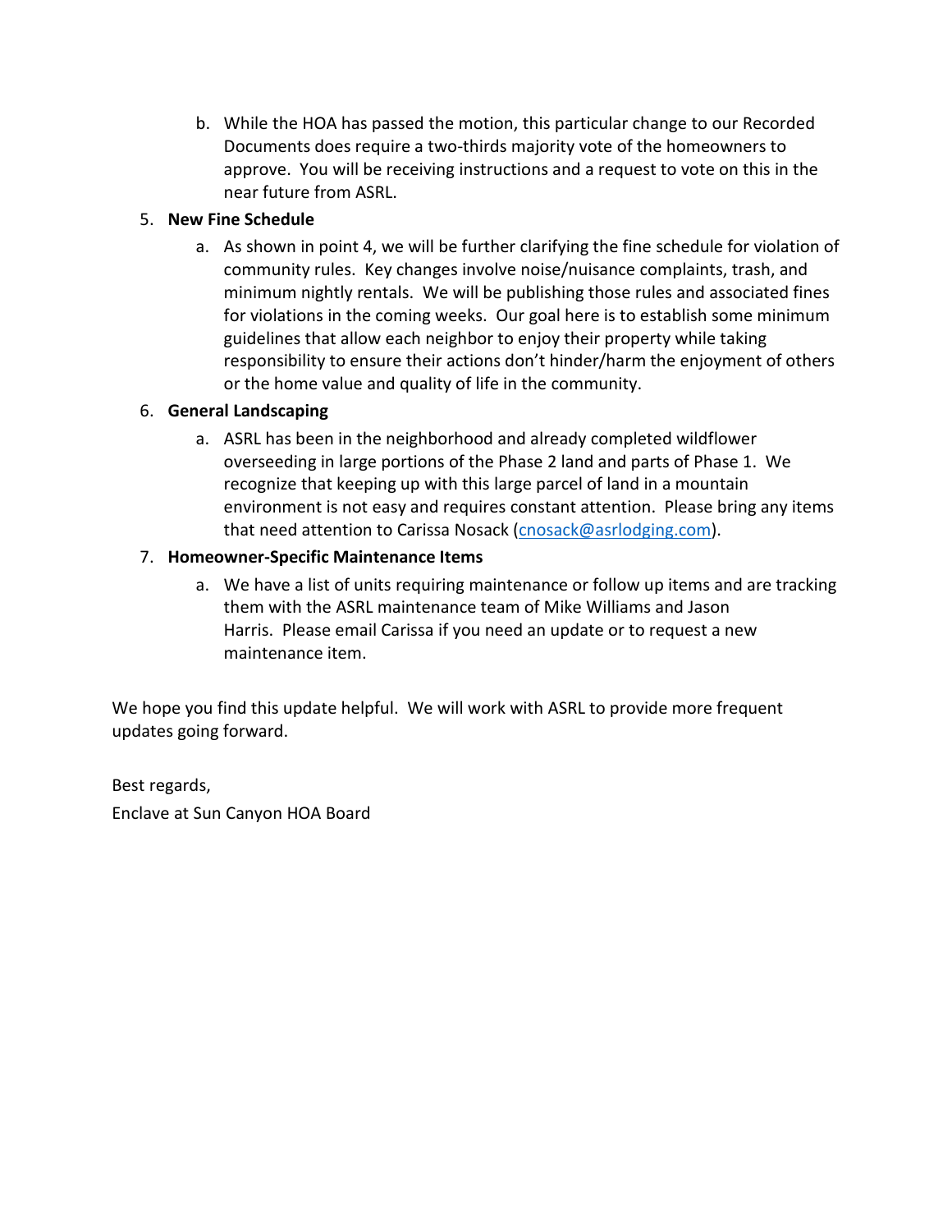b. While the HOA has passed the motion, this particular change to our Recorded Documents does require a two-thirds majority vote of the homeowners to approve. You will be receiving instructions and a request to vote on this in the near future from ASRL.

5. **New Fine Schedule**
   a. As shown in point 4, we will be further clarifying the fine schedule for violation of community rules. Key changes involve noise/nuisance complaints, trash, and minimum nightly rentals. We will be publishing those rules and associated fines for violations in the coming weeks. Our goal here is to establish some minimum guidelines that allow each neighbor to enjoy their property while taking responsibility to ensure their actions don't hinder/harm the enjoyment of others or the home value and quality of life in the community.

6. **General Landscaping**
   a. ASRL has been in the neighborhood and already completed wildflower overseeding in large portions of the Phase 2 land and parts of Phase 1. We recognize that keeping up with this large parcel of land in a mountain environment is not easy and requires constant attention. Please bring any items that need attention to Carissa Nosack (cnosack@asrlodging.com).

7. **Homeowner-Specific Maintenance Items**
   a. We have a list of units requiring maintenance or follow up items and are tracking them with the ASRL maintenance team of Mike Williams and Jason Harris. Please email Carissa if you need an update or to request a new maintenance item.

We hope you find this update helpful. We will work with ASRL to provide more frequent updates going forward.

Best regards,
Enclave at Sun Canyon HOA Board